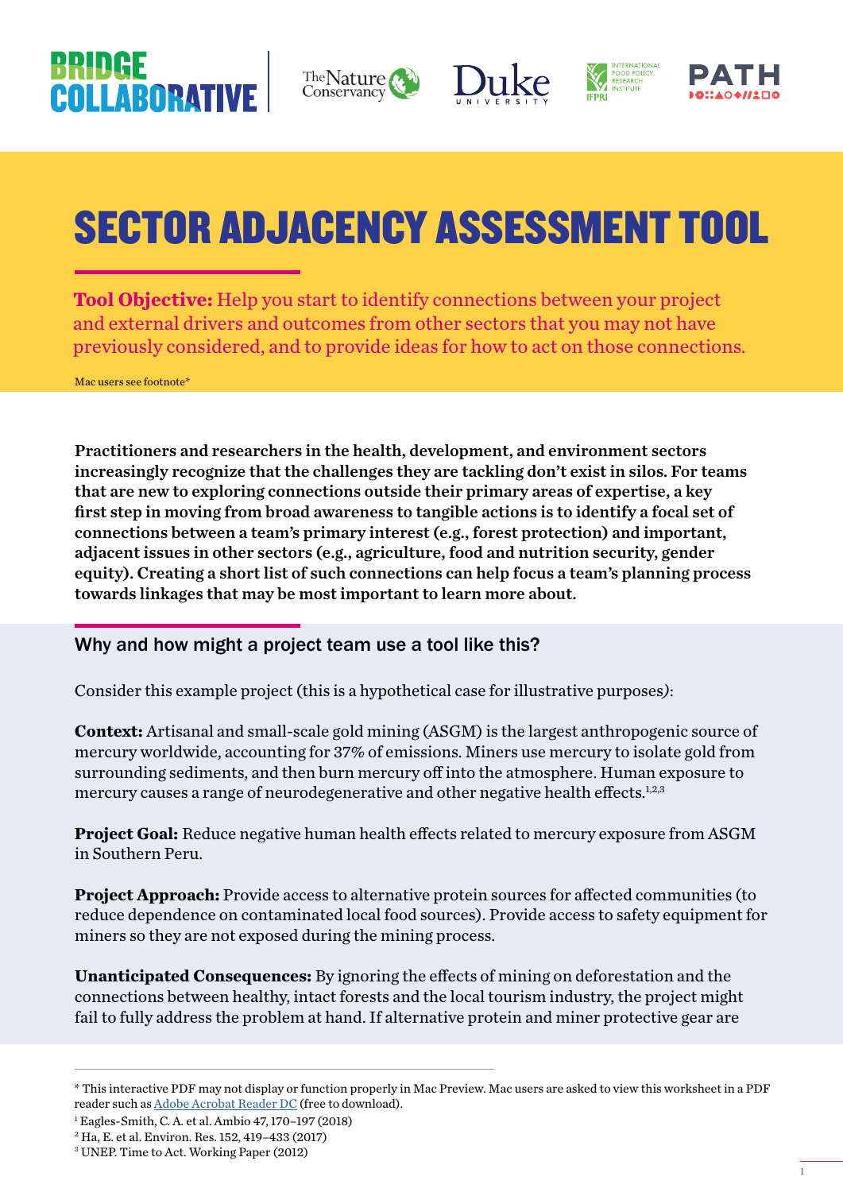# SECTOR ADJACENCY ASSESSMENT TOOL

**Tool Objective:** Help you start to identify connections between your project and external drivers and outcomes from other sectors that you may not have previously considered, and to provide ideas for how to act on those connections.

Mac users see footnote*

**Practitioners and researchers in the health, development, and environment sectors increasingly recognize that the challenges they are tackling don't exist in silos. For teams that are new to exploring connections outside their primary areas of expertise, a key first step in moving from broad awareness to tangible actions is to identify a focal set of connections between a team's primary interest (e.g., forest protection) and important, adjacent issues in other sectors (e.g., agriculture, food and nutrition security, gender equity). Creating a short list of such connections can help focus a team's planning process towards linkages that may be most important to learn more about.**

## Why and how might a project team use a tool like this?

Consider this example project (this is a hypothetical case for illustrative purposes):

**Context:** Artisanal and small-scale gold mining (ASGM) is the largest anthropogenic source of mercury worldwide, accounting for 37% of emissions. Miners use mercury to isolate gold from surrounding sediments, and then burn mercury off into the atmosphere. Human exposure to mercury causes a range of neurodegenerative and other negative health effects.[1,2,3]

**Project Goal:** Reduce negative human health effects related to mercury exposure from ASGM in Southern Peru.

**Project Approach:** Provide access to alternative protein sources for affected communities (to reduce dependence on contaminated local food sources). Provide access to safety equipment for miners so they are not exposed during the mining process.

**Unanticipated Consequences:** By ignoring the effects of mining on deforestation and the connections between healthy, intact forests and the local tourism industry, the project might fail to fully address the problem at hand. If alternative protein and miner protective gear are

---

* This interactive PDF may not display or function properly in Mac Preview. Mac users are asked to view this worksheet in a PDF reader such as Adobe Acrobat Reader DC (free to download).

[1] Eagles-Smith, C. A. et al. Ambio 47, 170–197 (2018)

[2] Ha, E. et al. Environ. Res. 152, 419–433 (2017)

[3] UNEP. Time to Act. Working Paper (2012)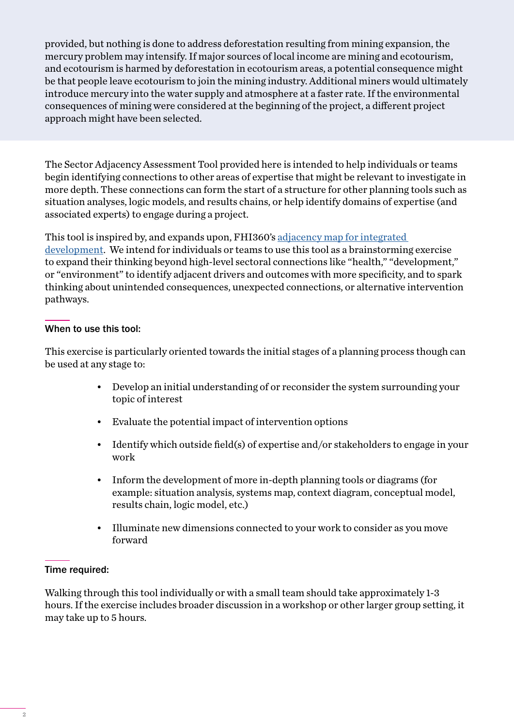provided, but nothing is done to address deforestation resulting from mining expansion, the mercury problem may intensify. If major sources of local income are mining and ecotourism, and ecotourism is harmed by deforestation in ecotourism areas, a potential consequence might be that people leave ecotourism to join the mining industry. Additional miners would ultimately introduce mercury into the water supply and atmosphere at a faster rate. If the environmental consequences of mining were considered at the beginning of the project, a different project approach might have been selected.

The Sector Adjacency Assessment Tool provided here is intended to help individuals or teams begin identifying connections to other areas of expertise that might be relevant to investigate in more depth. These connections can form the start of a structure for other planning tools such as situation analyses, logic models, and results chains, or help identify domains of expertise (and associated experts) to engage during a project.

This tool is inspired by, and expands upon, FHI360's adjacency map for integrated development. We intend for individuals or teams to use this tool as a brainstorming exercise to expand their thinking beyond high-level sectoral connections like "health," "development," or "environment" to identify adjacent drivers and outcomes with more specificity, and to spark thinking about unintended consequences, unexpected connections, or alternative intervention pathways.

### When to use this tool:

This exercise is particularly oriented towards the initial stages of a planning process though can be used at any stage to:

- Develop an initial understanding of or reconsider the system surrounding your topic of interest
- Evaluate the potential impact of intervention options
- Identify which outside field(s) of expertise and/or stakeholders to engage in your work
- Inform the development of more in-depth planning tools or diagrams (for example: situation analysis, systems map, context diagram, conceptual model, results chain, logic model, etc.)
- Illuminate new dimensions connected to your work to consider as you move forward

### Time required:

Walking through this tool individually or with a small team should take approximately 1-3 hours. If the exercise includes broader discussion in a workshop or other larger group setting, it may take up to 5 hours.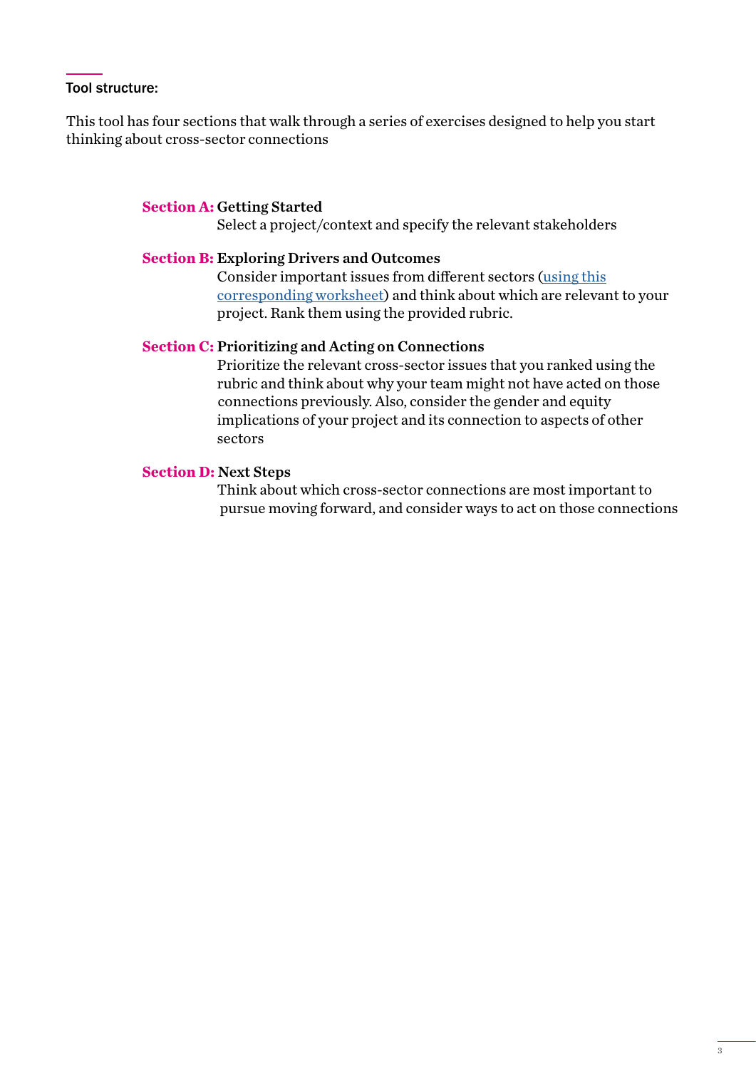## Tool structure:

This tool has four sections that walk through a series of exercises designed to help you start thinking about cross-sector connections

**Section A: Getting Started**
Select a project/context and specify the relevant stakeholders

**Section B: Exploring Drivers and Outcomes**
Consider important issues from different sectors ([using this corresponding worksheet]) and think about which are relevant to your project. Rank them using the provided rubric.

**Section C: Prioritizing and Acting on Connections**
Prioritize the relevant cross-sector issues that you ranked using the rubric and think about why your team might not have acted on those connections previously. Also, consider the gender and equity implications of your project and its connection to aspects of other sectors

**Section D: Next Steps**
Think about which cross-sector connections are most important to pursue moving forward, and consider ways to act on those connections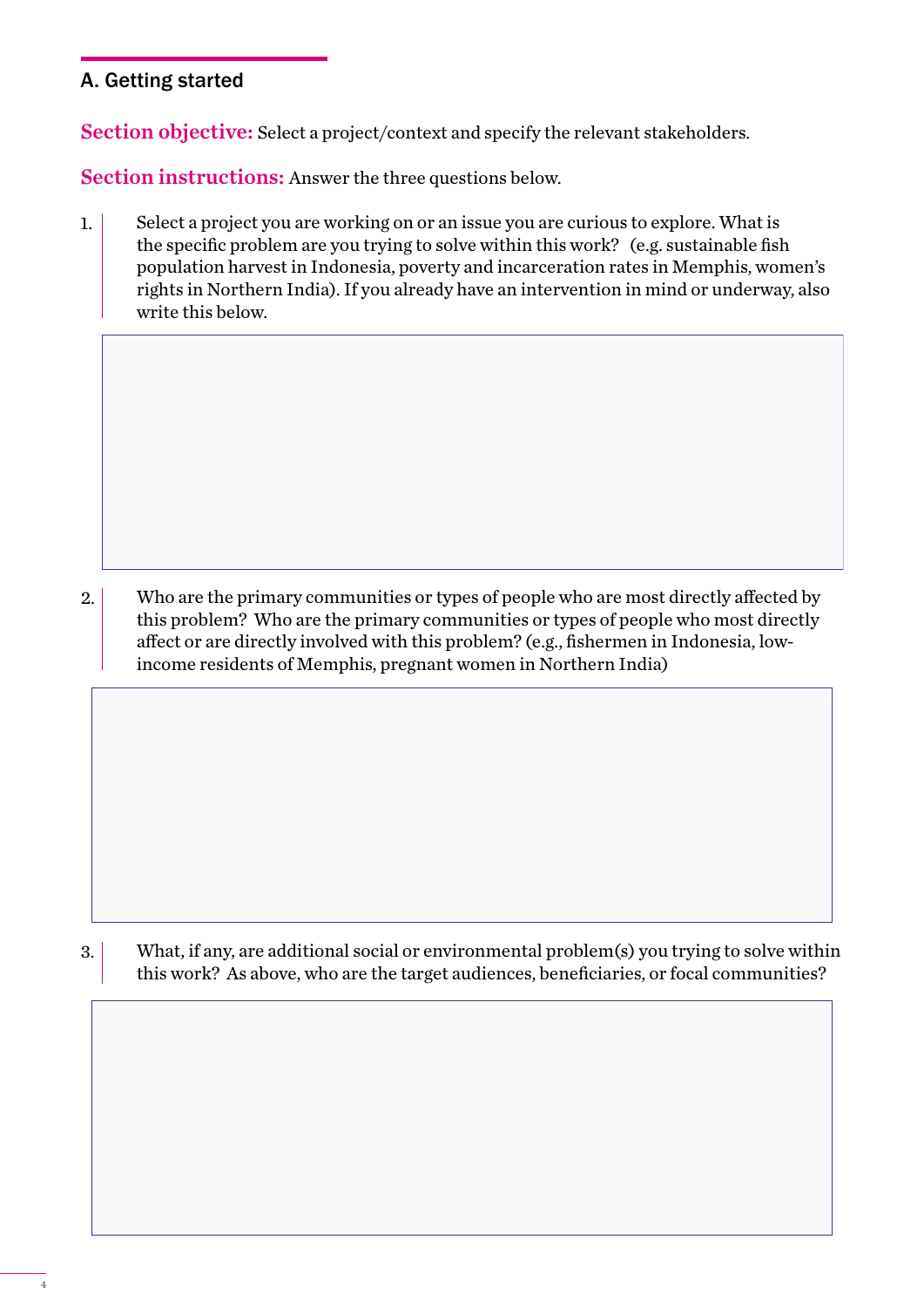## A. Getting started

**Section objective:** Select a project/context and specify the relevant stakeholders.

**Section instructions:** Answer the three questions below.

1. Select a project you are working on or an issue you are curious to explore. What is the specific problem are you trying to solve within this work? (e.g. sustainable fish population harvest in Indonesia, poverty and incarceration rates in Memphis, women's rights in Northern India). If you already have an intervention in mind or underway, also write this below.

2. Who are the primary communities or types of people who are most directly affected by this problem? Who are the primary communities or types of people who most directly affect or are directly involved with this problem? (e.g., fishermen in Indonesia, low-income residents of Memphis, pregnant women in Northern India)

3. What, if any, are additional social or environmental problem(s) you trying to solve within this work? As above, who are the target audiences, beneficiaries, or focal communities?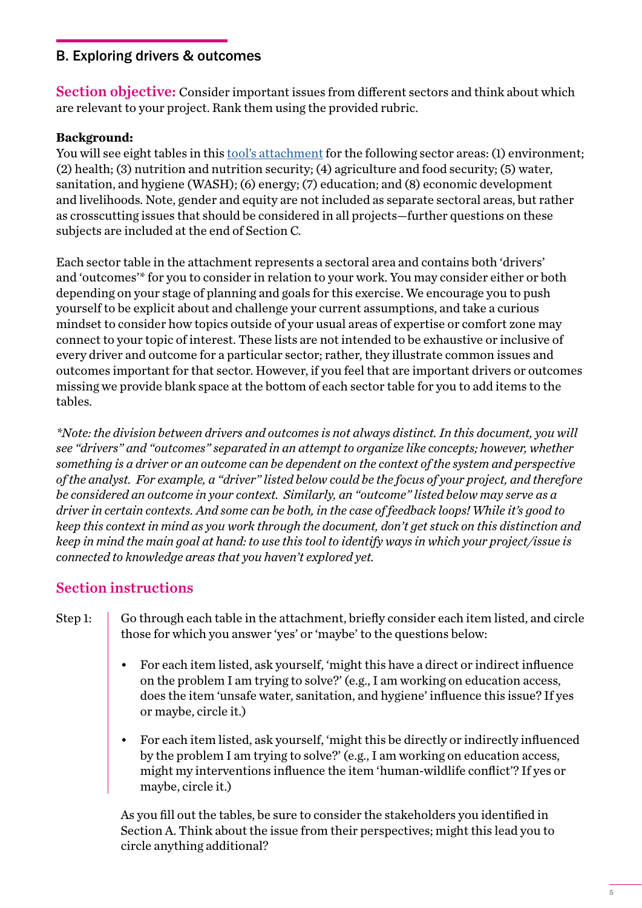## B. Exploring drivers & outcomes

**Section objective:** Consider important issues from different sectors and think about which are relevant to your project. Rank them using the provided rubric.

**Background:**
You will see eight tables in this tool's attachment for the following sector areas: (1) environment; (2) health; (3) nutrition and nutrition security; (4) agriculture and food security; (5) water, sanitation, and hygiene (WASH); (6) energy; (7) education; and (8) economic development and livelihoods. Note, gender and equity are not included as separate sectoral areas, but rather as crosscutting issues that should be considered in all projects—further questions on these subjects are included at the end of Section C.

Each sector table in the attachment represents a sectoral area and contains both 'drivers' and 'outcomes'* for you to consider in relation to your work. You may consider either or both depending on your stage of planning and goals for this exercise. We encourage you to push yourself to be explicit about and challenge your current assumptions, and take a curious mindset to consider how topics outside of your usual areas of expertise or comfort zone may connect to your topic of interest. These lists are not intended to be exhaustive or inclusive of every driver and outcome for a particular sector; rather, they illustrate common issues and outcomes important for that sector. However, if you feel that are important drivers or outcomes missing we provide blank space at the bottom of each sector table for you to add items to the tables.

*\*Note: the division between drivers and outcomes is not always distinct. In this document, you will see "drivers" and "outcomes" separated in an attempt to organize like concepts; however, whether something is a driver or an outcome can be dependent on the context of the system and perspective of the analyst. For example, a "driver" listed below could be the focus of your project, and therefore be considered an outcome in your context. Similarly, an "outcome" listed below may serve as a driver in certain contexts. And some can be both, in the case of feedback loops! While it's good to keep this context in mind as you work through the document, don't get stuck on this distinction and keep in mind the main goal at hand: to use this tool to identify ways in which your project/issue is connected to knowledge areas that you haven't explored yet.*

### Section instructions

Step 1: Go through each table in the attachment, briefly consider each item listed, and circle those for which you answer 'yes' or 'maybe' to the questions below:

- For each item listed, ask yourself, 'might this have a direct or indirect influence on the problem I am trying to solve?' (e.g., I am working on education access, does the item 'unsafe water, sanitation, and hygiene' influence this issue? If yes or maybe, circle it.)
- For each item listed, ask yourself, 'might this be directly or indirectly influenced by the problem I am trying to solve?' (e.g., I am working on education access, might my interventions influence the item 'human-wildlife conflict'? If yes or maybe, circle it.)

As you fill out the tables, be sure to consider the stakeholders you identified in Section A. Think about the issue from their perspectives; might this lead you to circle anything additional?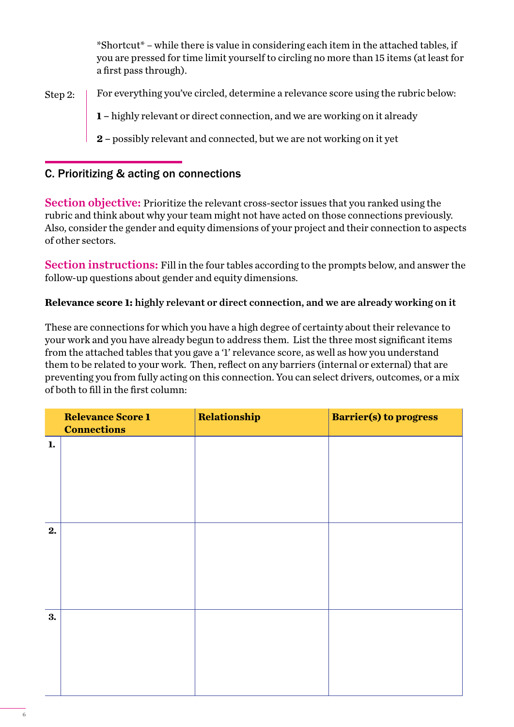*Shortcut* – while there is value in considering each item in the attached tables, if you are pressed for time limit yourself to circling no more than 15 items (at least for a first pass through).

Step 2: For everything you've circled, determine a relevance score using the rubric below:

**1** – highly relevant or direct connection, and we are working on it already

**2** – possibly relevant and connected, but we are not working on it yet

## C. Prioritizing & acting on connections

**Section objective:** Prioritize the relevant cross-sector issues that you ranked using the rubric and think about why your team might not have acted on those connections previously. Also, consider the gender and equity dimensions of your project and their connection to aspects of other sectors.

**Section instructions:** Fill in the four tables according to the prompts below, and answer the follow-up questions about gender and equity dimensions.

**Relevance score 1: highly relevant or direct connection, and we are already working on it**

These are connections for which you have a high degree of certainty about their relevance to your work and you have already begun to address them. List the three most significant items from the attached tables that you gave a '1' relevance score, as well as how you understand them to be related to your work. Then, reflect on any barriers (internal or external) that are preventing you from fully acting on this connection. You can select drivers, outcomes, or a mix of both to fill in the first column:

| | Relevance Score 1 Connections | Relationship | Barrier(s) to progress |
|---|---|---|---|
| **1.** | | | |
| **2.** | | | |
| **3.** | | | |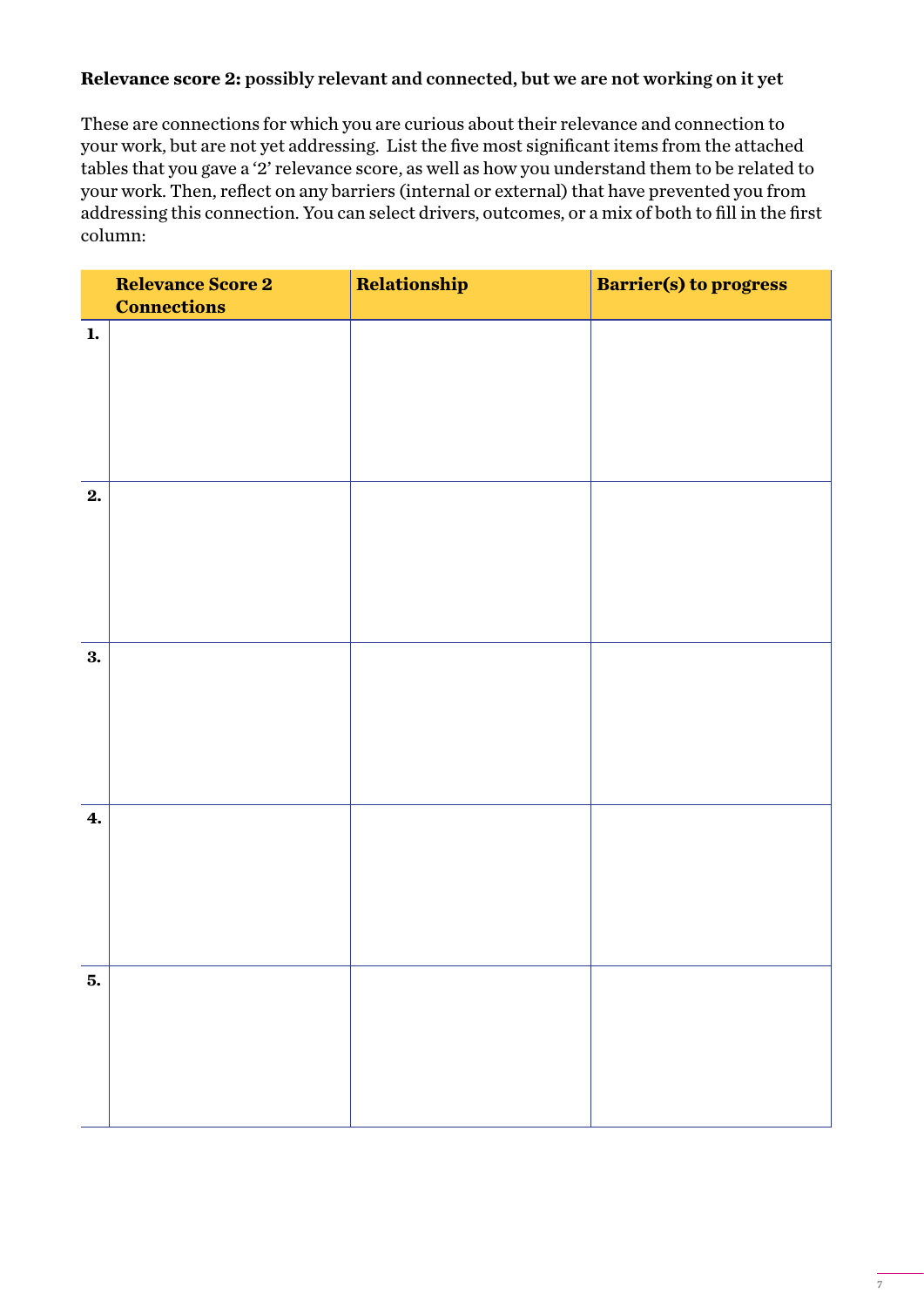**Relevance score 2: possibly relevant and connected, but we are not working on it yet**

These are connections for which you are curious about their relevance and connection to your work, but are not yet addressing. List the five most significant items from the attached tables that you gave a '2' relevance score, as well as how you understand them to be related to your work. Then, reflect on any barriers (internal or external) that have prevented you from addressing this connection. You can select drivers, outcomes, or a mix of both to fill in the first column:

| | Relevance Score 2 Connections | Relationship | Barrier(s) to progress |
|---|---|---|---|
| 1. | | | |
| 2. | | | |
| 3. | | | |
| 4. | | | |
| 5. | | | |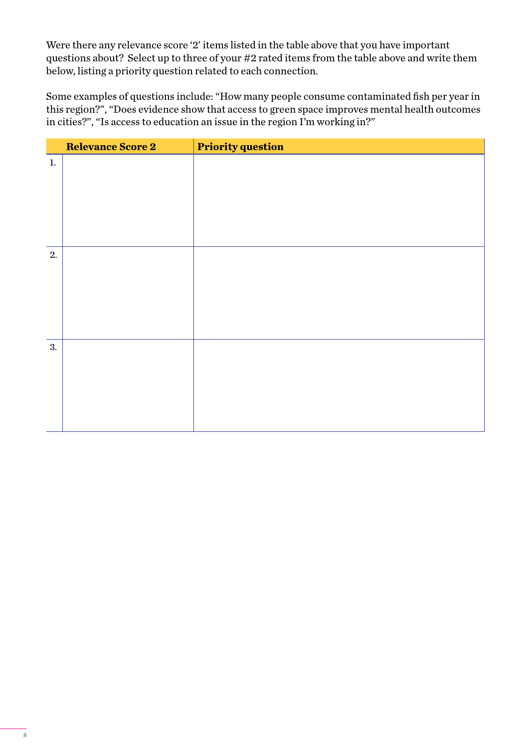Were there any relevance score ‘2’ items listed in the table above that you have important questions about? Select up to three of your #2 rated items from the table above and write them below, listing a priority question related to each connection.

Some examples of questions include: “How many people consume contaminated fish per year in this region?”, “Does evidence show that access to green space improves mental health outcomes in cities?”, “Is access to education an issue in the region I’m working in?”

| | Relevance Score 2 | Priority question |
|---|---|---|
| 1. | | |
| 2. | | |
| 3. | | |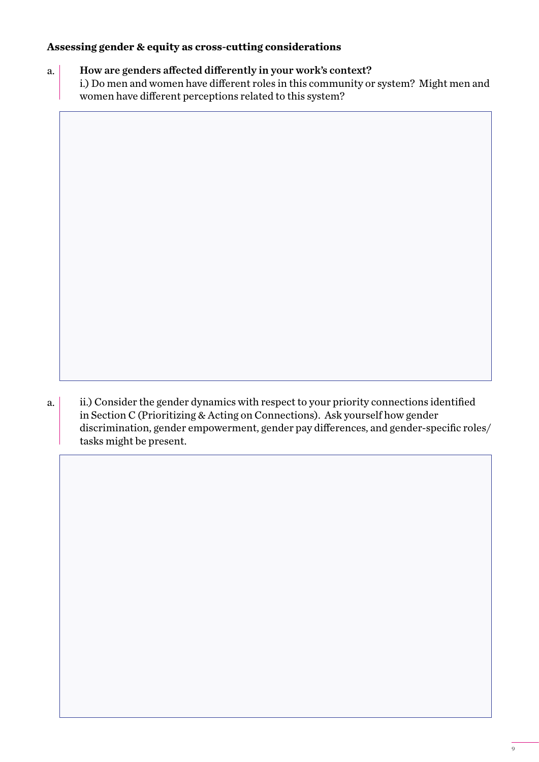**Assessing gender & equity as cross-cutting considerations**

a. **How are genders affected differently in your work's context?**
i.) Do men and women have different roles in this community or system? Might men and women have different perceptions related to this system?

a. ii.) Consider the gender dynamics with respect to your priority connections identified in Section C (Prioritizing & Acting on Connections). Ask yourself how gender discrimination, gender empowerment, gender pay differences, and gender-specific roles/ tasks might be present.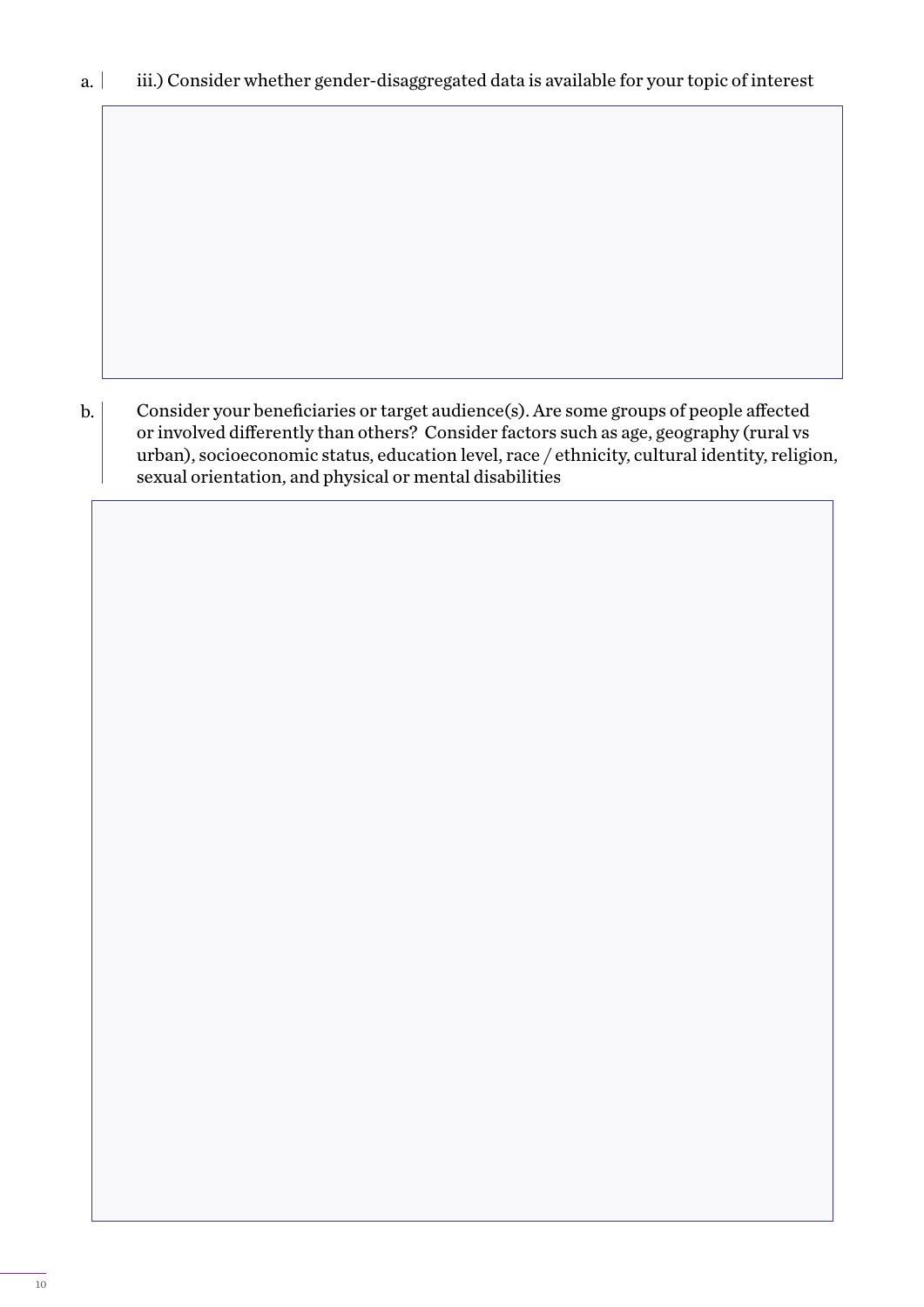a. iii.) Consider whether gender-disaggregated data is available for your topic of interest

b. Consider your beneficiaries or target audience(s). Are some groups of people affected or involved differently than others? Consider factors such as age, geography (rural vs urban), socioeconomic status, education level, race / ethnicity, cultural identity, religion, sexual orientation, and physical or mental disabilities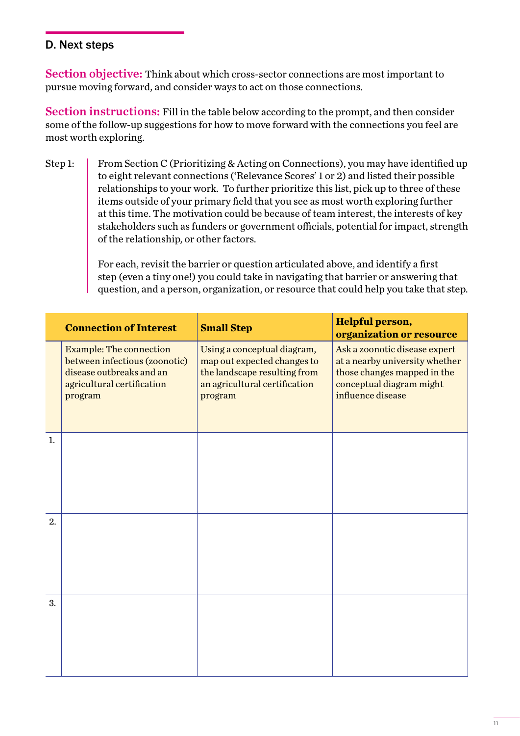## D. Next steps

**Section objective:** Think about which cross-sector connections are most important to pursue moving forward, and consider ways to act on those connections.

**Section instructions:** Fill in the table below according to the prompt, and then consider some of the follow-up suggestions for how to move forward with the connections you feel are most worth exploring.

Step 1: From Section C (Prioritizing & Acting on Connections), you may have identified up to eight relevant connections ('Relevance Scores' 1 or 2) and listed their possible relationships to your work. To further prioritize this list, pick up to three of these items outside of your primary field that you see as most worth exploring further at this time. The motivation could be because of team interest, the interests of key stakeholders such as funders or government officials, potential for impact, strength of the relationship, or other factors.

For each, revisit the barrier or question articulated above, and identify a first step (even a tiny one!) you could take in navigating that barrier or answering that question, and a person, organization, or resource that could help you take that step.

| | Connection of Interest | Small Step | Helpful person, organization or resource |
|---|---|---|---|
| | Example: The connection between infectious (zoonotic) disease outbreaks and an agricultural certification program | Using a conceptual diagram, map out expected changes to the landscape resulting from an agricultural certification program | Ask a zoonotic disease expert at a nearby university whether those changes mapped in the conceptual diagram might influence disease |
| 1. | | | |
| 2. | | | |
| 3. | | | |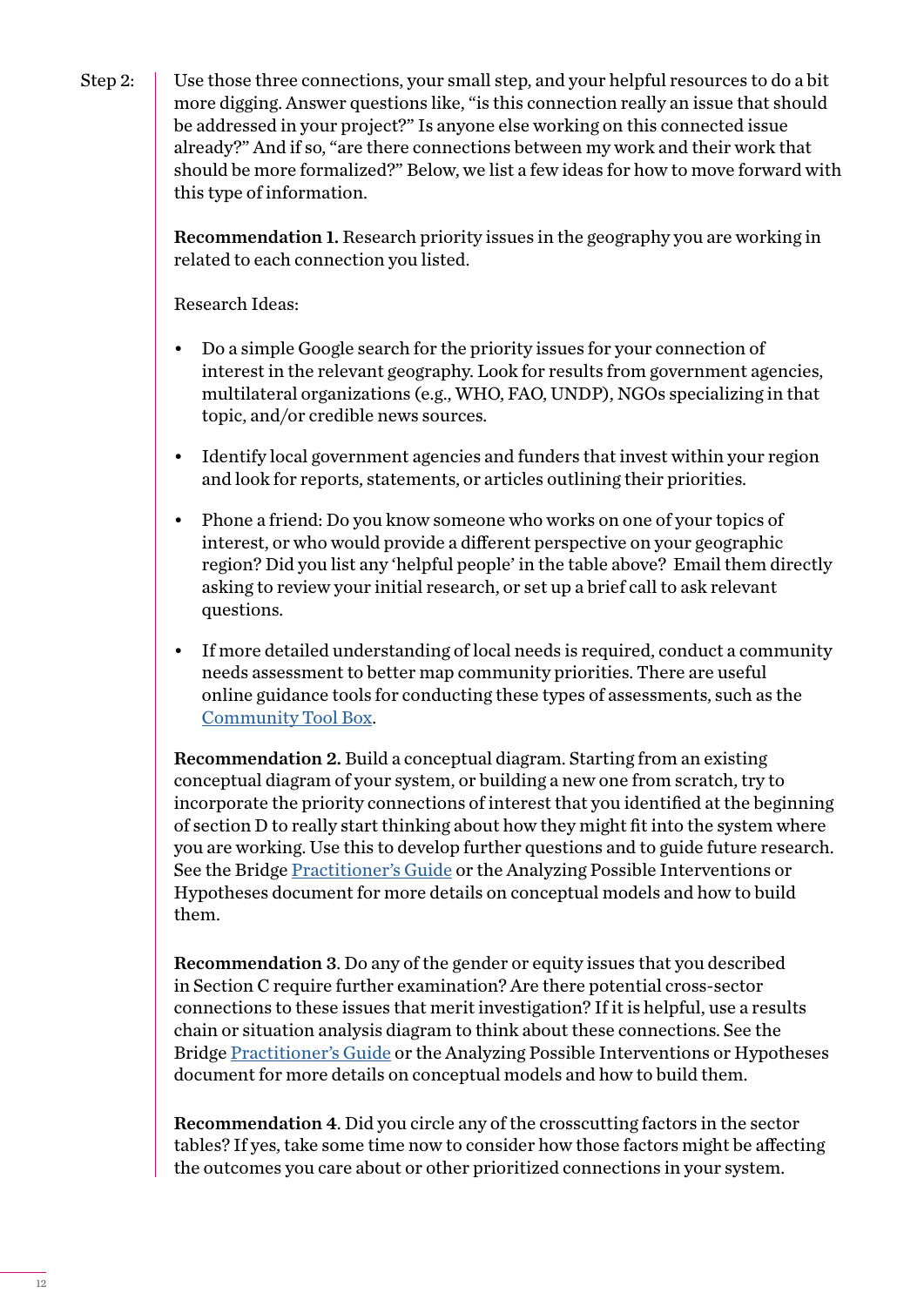Step 2: Use those three connections, your small step, and your helpful resources to do a bit more digging. Answer questions like, "is this connection really an issue that should be addressed in your project?" Is anyone else working on this connected issue already?" And if so, "are there connections between my work and their work that should be more formalized?" Below, we list a few ideas for how to move forward with this type of information.

**Recommendation 1.** Research priority issues in the geography you are working in related to each connection you listed.

Research Ideas:

- Do a simple Google search for the priority issues for your connection of interest in the relevant geography. Look for results from government agencies, multilateral organizations (e.g., WHO, FAO, UNDP), NGOs specializing in that topic, and/or credible news sources.
- Identify local government agencies and funders that invest within your region and look for reports, statements, or articles outlining their priorities.
- Phone a friend: Do you know someone who works on one of your topics of interest, or who would provide a different perspective on your geographic region? Did you list any 'helpful people' in the table above? Email them directly asking to review your initial research, or set up a brief call to ask relevant questions.
- If more detailed understanding of local needs is required, conduct a community needs assessment to better map community priorities. There are useful online guidance tools for conducting these types of assessments, such as the Community Tool Box.

**Recommendation 2.** Build a conceptual diagram. Starting from an existing conceptual diagram of your system, or building a new one from scratch, try to incorporate the priority connections of interest that you identified at the beginning of section D to really start thinking about how they might fit into the system where you are working. Use this to develop further questions and to guide future research. See the Bridge Practitioner's Guide or the Analyzing Possible Interventions or Hypotheses document for more details on conceptual models and how to build them.

**Recommendation 3**. Do any of the gender or equity issues that you described in Section C require further examination? Are there potential cross-sector connections to these issues that merit investigation? If it is helpful, use a results chain or situation analysis diagram to think about these connections. See the Bridge Practitioner's Guide or the Analyzing Possible Interventions or Hypotheses document for more details on conceptual models and how to build them.

**Recommendation 4**. Did you circle any of the crosscutting factors in the sector tables? If yes, take some time now to consider how those factors might be affecting the outcomes you care about or other prioritized connections in your system.